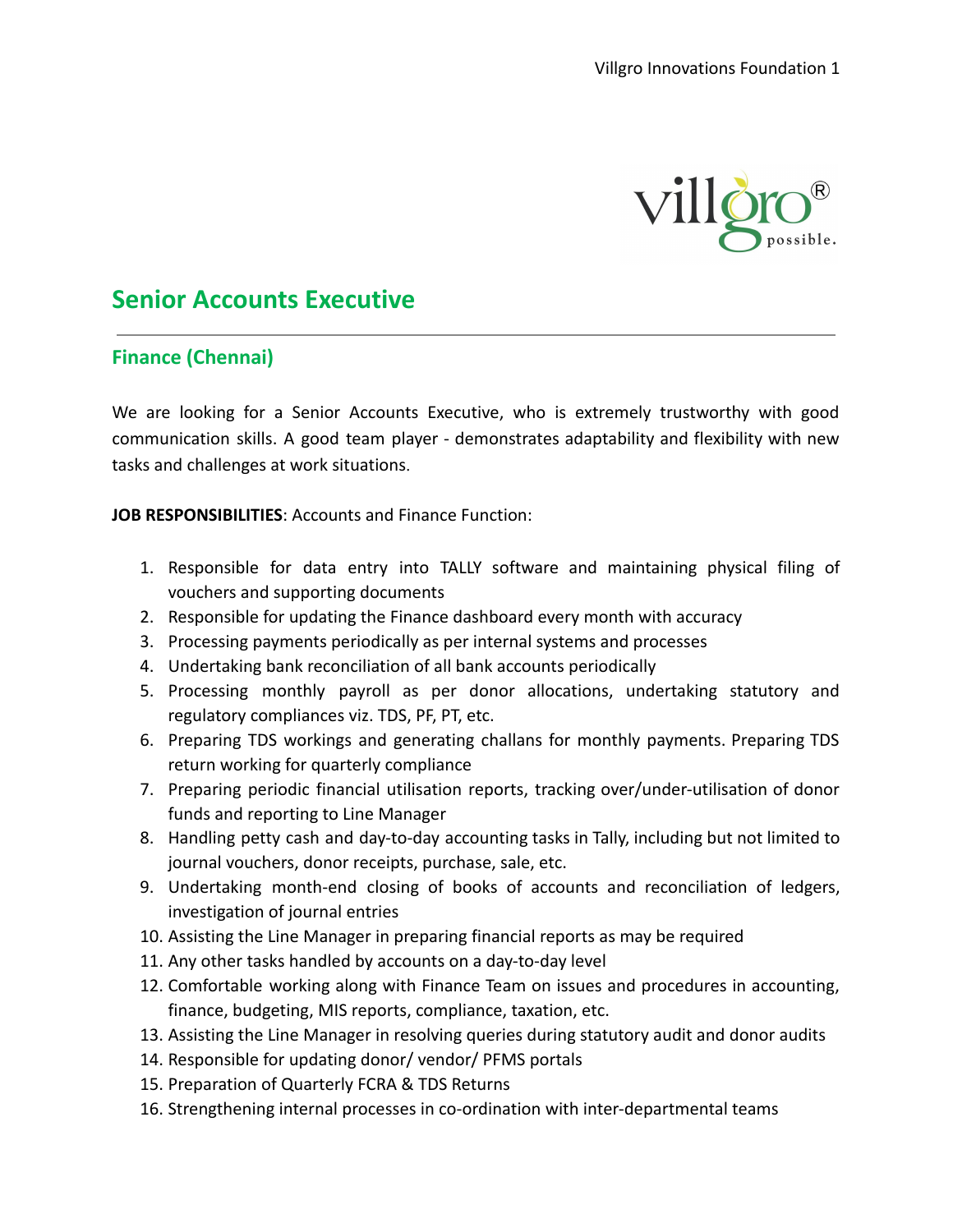# Senior Accounts Executive

---

## Finance (Chennai)

We are looking for a Senior Accounts Executive, who is extremely trustworthy with good communication skills. A good team player - demonstrates adaptability and flexibility with new tasks and challenges at work situations.

**JOB RESPONSIBILITIES**: Accounts and Finance Function:

1. Responsible for data entry into TALLY software and maintaining physical filing of vouchers and supporting documents
2. Responsible for updating the Finance dashboard every month with accuracy
3. Processing payments periodically as per internal systems and processes
4. Undertaking bank reconciliation of all bank accounts periodically
5. Processing monthly payroll as per donor allocations, undertaking statutory and regulatory compliances viz. TDS, PF, PT, etc.
6. Preparing TDS workings and generating challans for monthly payments. Preparing TDS return working for quarterly compliance
7. Preparing periodic financial utilisation reports, tracking over/under-utilisation of donor funds and reporting to Line Manager
8. Handling petty cash and day-to-day accounting tasks in Tally, including but not limited to journal vouchers, donor receipts, purchase, sale, etc.
9. Undertaking month-end closing of books of accounts and reconciliation of ledgers, investigation of journal entries
10. Assisting the Line Manager in preparing financial reports as may be required
11. Any other tasks handled by accounts on a day-to-day level
12. Comfortable working along with Finance Team on issues and procedures in accounting, finance, budgeting, MIS reports, compliance, taxation, etc.
13. Assisting the Line Manager in resolving queries during statutory audit and donor audits
14. Responsible for updating donor/ vendor/ PFMS portals
15. Preparation of Quarterly FCRA & TDS Returns
16. Strengthening internal processes in co-ordination with inter-departmental teams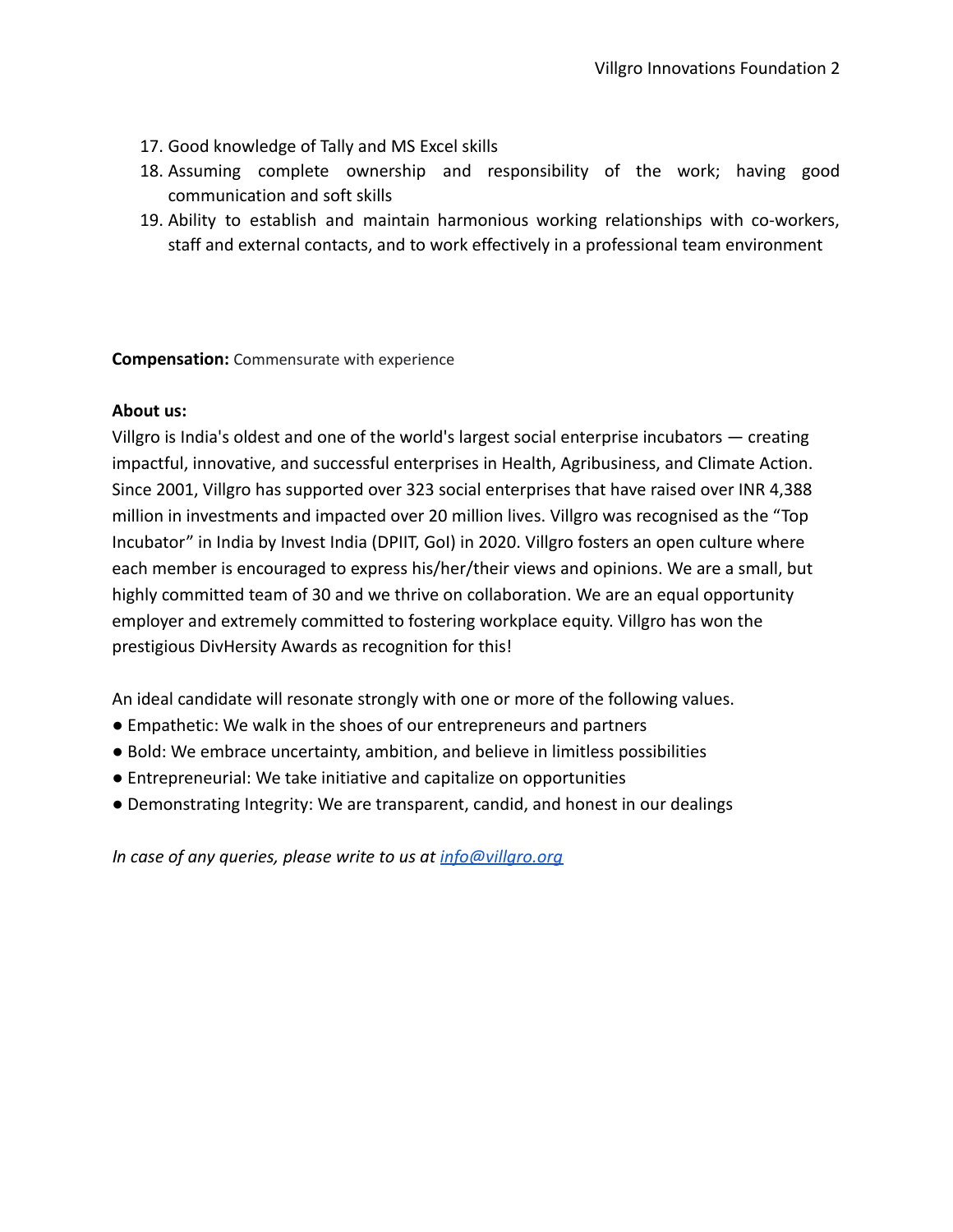17. Good knowledge of Tally and MS Excel skills
18. Assuming complete ownership and responsibility of the work; having good communication and soft skills
19. Ability to establish and maintain harmonious working relationships with co-workers, staff and external contacts, and to work effectively in a professional team environment

**Compensation:** Commensurate with experience

**About us:**

Villgro is India's oldest and one of the world's largest social enterprise incubators — creating impactful, innovative, and successful enterprises in Health, Agribusiness, and Climate Action. Since 2001, Villgro has supported over 323 social enterprises that have raised over INR 4,388 million in investments and impacted over 20 million lives. Villgro was recognised as the "Top Incubator" in India by Invest India (DPIIT, GoI) in 2020. Villgro fosters an open culture where each member is encouraged to express his/her/their views and opinions. We are a small, but highly committed team of 30 and we thrive on collaboration. We are an equal opportunity employer and extremely committed to fostering workplace equity. Villgro has won the prestigious DivHersity Awards as recognition for this!

An ideal candidate will resonate strongly with one or more of the following values.

- Empathetic: We walk in the shoes of our entrepreneurs and partners
- Bold: We embrace uncertainty, ambition, and believe in limitless possibilities
- Entrepreneurial: We take initiative and capitalize on opportunities
- Demonstrating Integrity: We are transparent, candid, and honest in our dealings

*In case of any queries, please write to us at [info@villgro.org](mailto:info@villgro.org)*